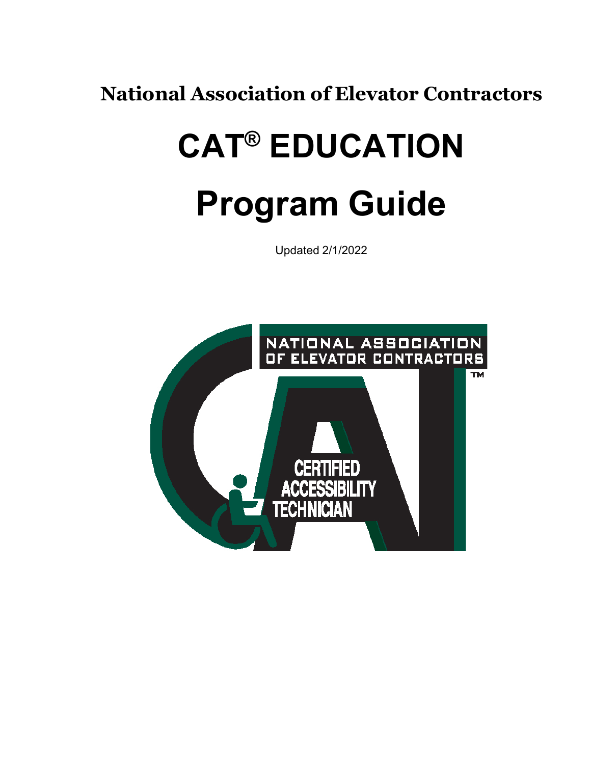**National Association of Elevator Contractors**

# CAT® EDUCATION

# Program Guide

Updated 2/1/2022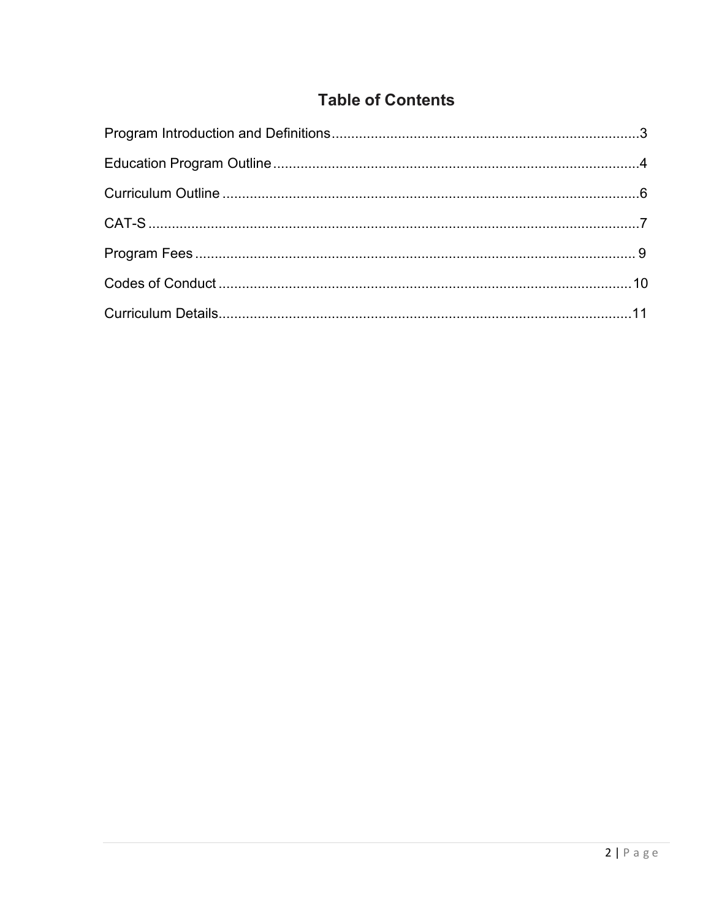# Table of Contents

Program Introduction and Definitions....3

Education Program Outline....4

Curriculum Outline....6

CAT-S....7

Program Fees....9

Codes of Conduct....10

Curriculum Details....11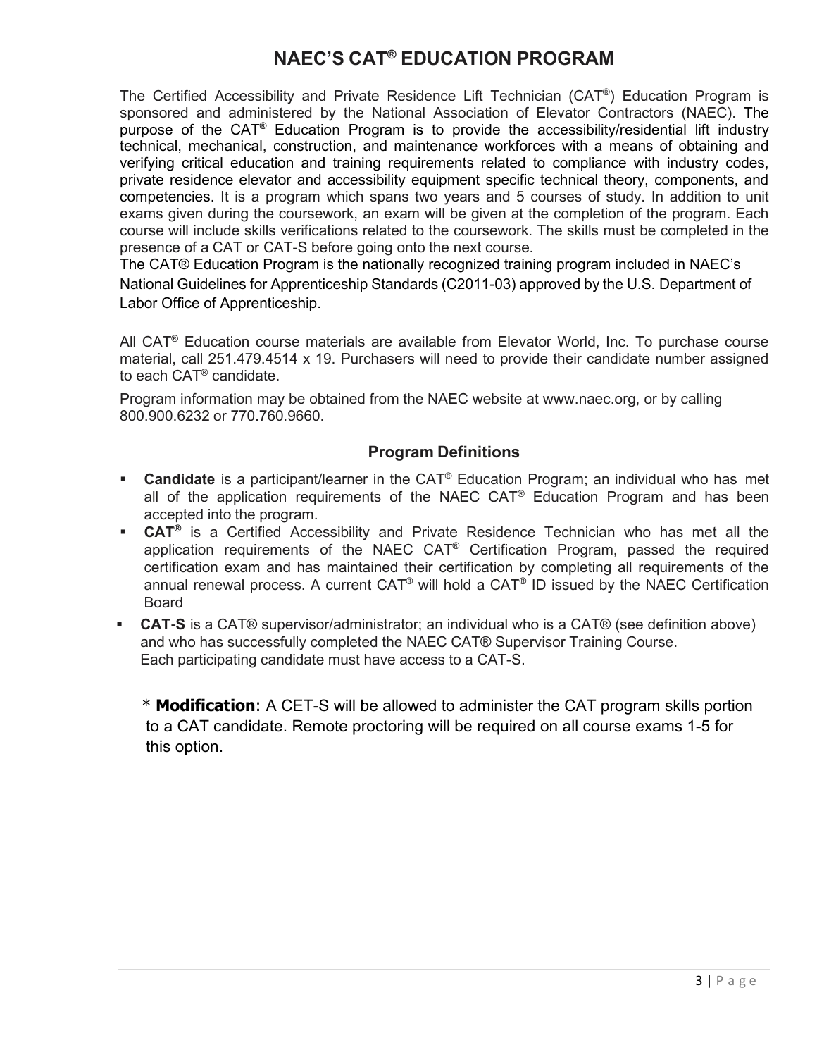# NAEC'S CAT® EDUCATION PROGRAM

The Certified Accessibility and Private Residence Lift Technician (CAT®) Education Program is sponsored and administered by the National Association of Elevator Contractors (NAEC). The purpose of the CAT® Education Program is to provide the accessibility/residential lift industry technical, mechanical, construction, and maintenance workforces with a means of obtaining and verifying critical education and training requirements related to compliance with industry codes, private residence elevator and accessibility equipment specific technical theory, components, and competencies. It is a program which spans two years and 5 courses of study. In addition to unit exams given during the coursework, an exam will be given at the completion of the program. Each course will include skills verifications related to the coursework. The skills must be completed in the presence of a CAT or CAT-S before going onto the next course.

The CAT® Education Program is the nationally recognized training program included in NAEC's National Guidelines for Apprenticeship Standards (C2011-03) approved by the U.S. Department of Labor Office of Apprenticeship.

All CAT® Education course materials are available from Elevator World, Inc. To purchase course material, call 251.479.4514 x 19. Purchasers will need to provide their candidate number assigned to each CAT® candidate.

Program information may be obtained from the NAEC website at www.naec.org, or by calling 800.900.6232 or 770.760.9660.

## Program Definitions

- **Candidate** is a participant/learner in the CAT® Education Program; an individual who has met all of the application requirements of the NAEC CAT® Education Program and has been accepted into the program.
- **CAT®** is a Certified Accessibility and Private Residence Technician who has met all the application requirements of the NAEC CAT® Certification Program, passed the required certification exam and has maintained their certification by completing all requirements of the annual renewal process. A current CAT® will hold a CAT® ID issued by the NAEC Certification Board
- **CAT-S** is a CAT® supervisor/administrator; an individual who is a CAT® (see definition above) and who has successfully completed the NAEC CAT® Supervisor Training Course. Each participating candidate must have access to a CAT-S.

\* **Modification**: A CET-S will be allowed to administer the CAT program skills portion to a CAT candidate. Remote proctoring will be required on all course exams 1-5 for this option.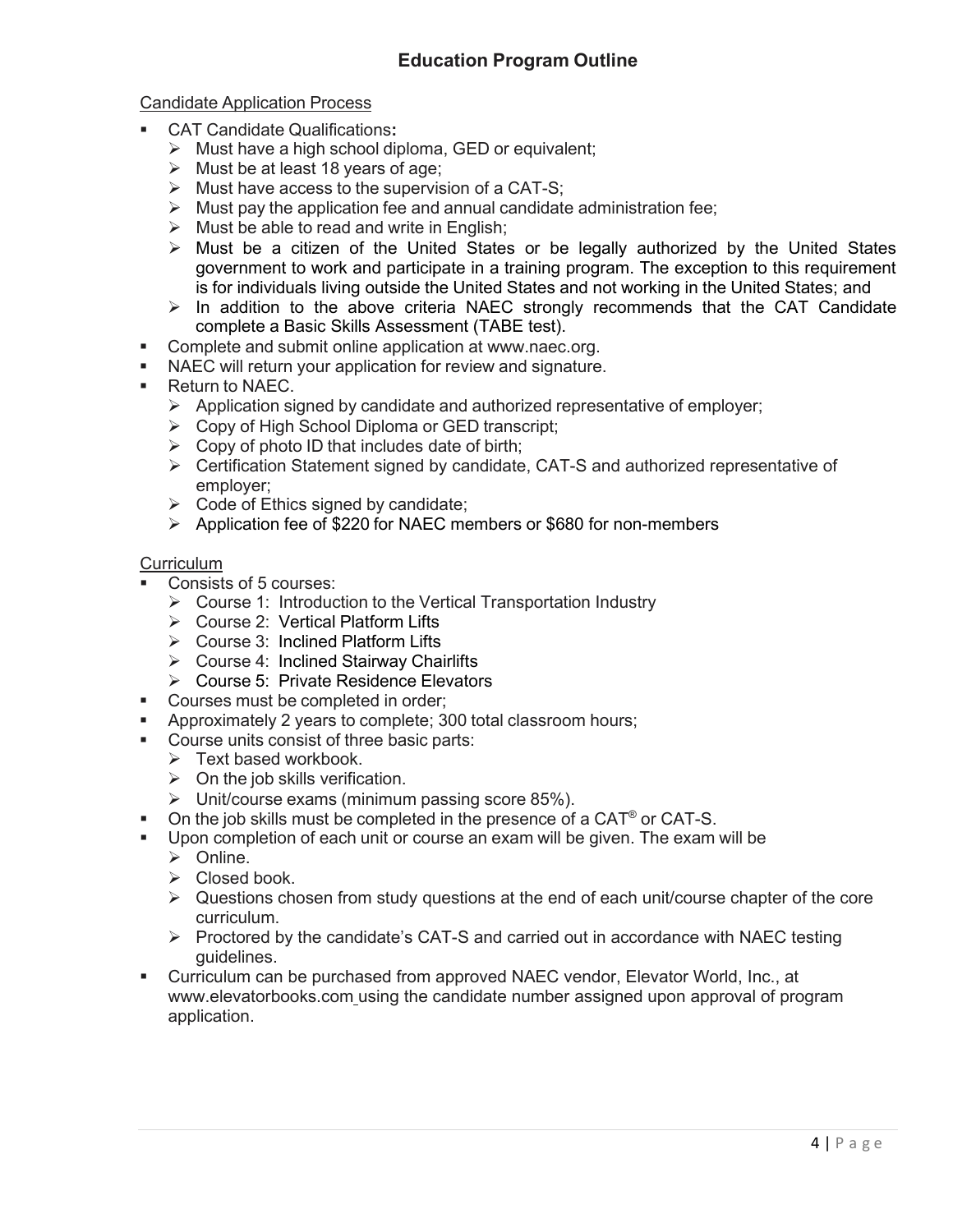## Education Program Outline

Candidate Application Process

- CAT Candidate Qualifications**:**
  - Must have a high school diploma, GED or equivalent;
  - Must be at least 18 years of age;
  - Must have access to the supervision of a CAT-S;
  - Must pay the application fee and annual candidate administration fee;
  - Must be able to read and write in English;
  - Must be a citizen of the United States or be legally authorized by the United States government to work and participate in a training program. The exception to this requirement is for individuals living outside the United States and not working in the United States; and
  - In addition to the above criteria NAEC strongly recommends that the CAT Candidate complete a Basic Skills Assessment (TABE test).
- Complete and submit online application at www.naec.org.
- NAEC will return your application for review and signature.
- Return to NAEC.
  - Application signed by candidate and authorized representative of employer;
  - Copy of High School Diploma or GED transcript;
  - Copy of photo ID that includes date of birth;
  - Certification Statement signed by candidate, CAT-S and authorized representative of employer;
  - Code of Ethics signed by candidate;
  - Application fee of $220 for NAEC members or $680 for non-members

Curriculum

- Consists of 5 courses:
  - Course 1: Introduction to the Vertical Transportation Industry
  - Course 2: Vertical Platform Lifts
  - Course 3: Inclined Platform Lifts
  - Course 4: Inclined Stairway Chairlifts
  - Course 5: Private Residence Elevators
- Courses must be completed in order;
- Approximately 2 years to complete; 300 total classroom hours;
- Course units consist of three basic parts:
  - Text based workbook.
  - On the job skills verification.
  - Unit/course exams (minimum passing score 85%).
- On the job skills must be completed in the presence of a CAT® or CAT-S.
- Upon completion of each unit or course an exam will be given. The exam will be
  - Online.
  - Closed book.
  - Questions chosen from study questions at the end of each unit/course chapter of the core curriculum.
  - Proctored by the candidate's CAT-S and carried out in accordance with NAEC testing guidelines.
- Curriculum can be purchased from approved NAEC vendor, Elevator World, Inc., at www.elevatorbooks.com using the candidate number assigned upon approval of program application.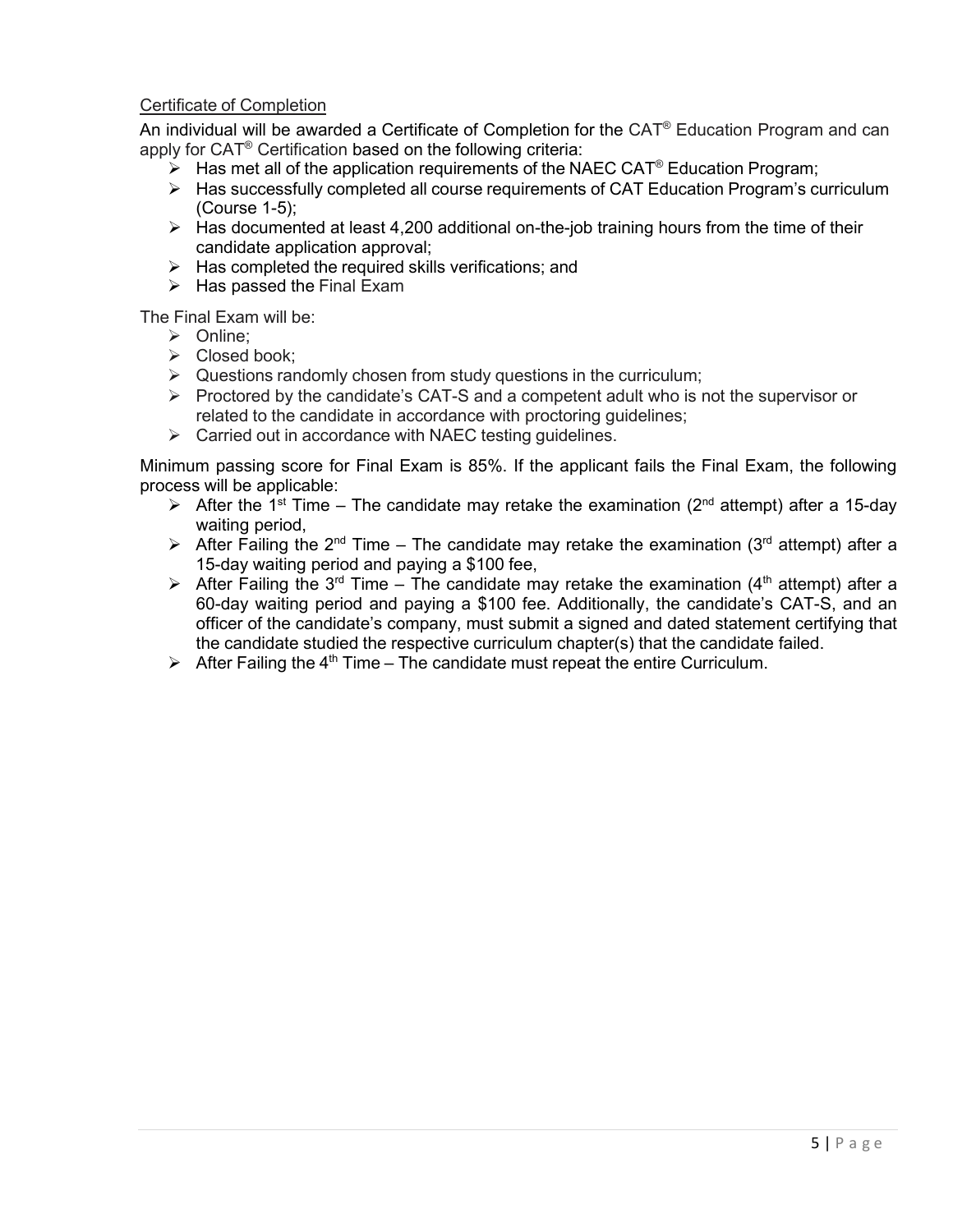<u>Certificate of Completion</u>

An individual will be awarded a Certificate of Completion for the CAT® Education Program and can apply for CAT® Certification based on the following criteria:

- Has met all of the application requirements of the NAEC CAT® Education Program;
- Has successfully completed all course requirements of CAT Education Program's curriculum (Course 1-5);
- Has documented at least 4,200 additional on-the-job training hours from the time of their candidate application approval;
- Has completed the required skills verifications; and
- Has passed the Final Exam

The Final Exam will be:

- Online;
- Closed book;
- Questions randomly chosen from study questions in the curriculum;
- Proctored by the candidate's CAT-S and a competent adult who is not the supervisor or related to the candidate in accordance with proctoring guidelines;
- Carried out in accordance with NAEC testing guidelines.

Minimum passing score for Final Exam is 85%. If the applicant fails the Final Exam, the following process will be applicable:

- After the 1st Time – The candidate may retake the examination (2nd attempt) after a 15-day waiting period,
- After Failing the 2nd Time – The candidate may retake the examination (3rd attempt) after a 15-day waiting period and paying a $100 fee,
- After Failing the 3rd Time – The candidate may retake the examination (4th attempt) after a 60-day waiting period and paying a $100 fee. Additionally, the candidate's CAT-S, and an officer of the candidate's company, must submit a signed and dated statement certifying that the candidate studied the respective curriculum chapter(s) that the candidate failed.
- After Failing the 4th Time – The candidate must repeat the entire Curriculum.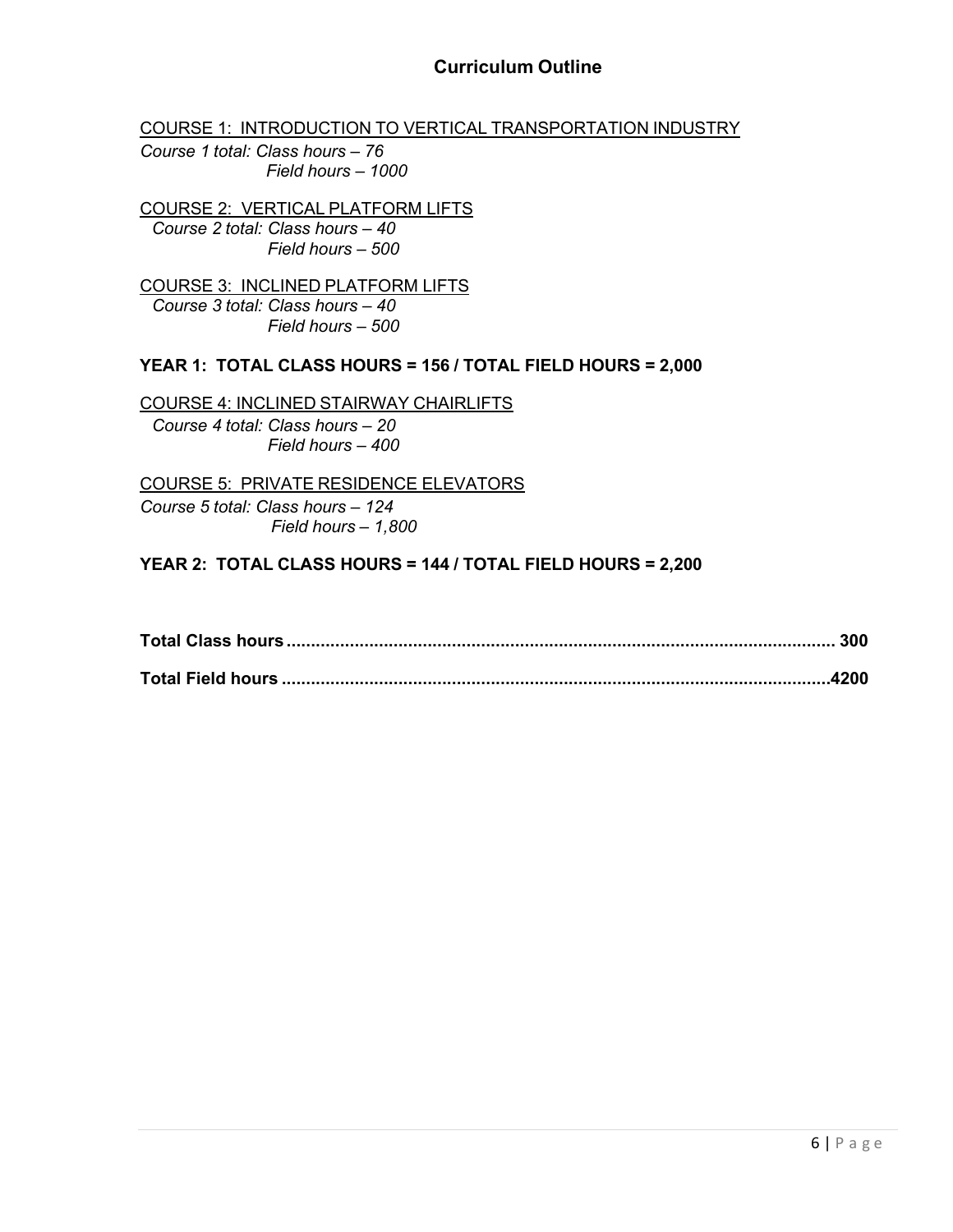## Curriculum Outline

<u>COURSE 1: INTRODUCTION TO VERTICAL TRANSPORTATION INDUSTRY</u>

*Course 1 total: Class hours – 76*
*Field hours – 1000*

<u>COURSE 2: VERTICAL PLATFORM LIFTS</u>

*Course 2 total: Class hours – 40*
*Field hours – 500*

<u>COURSE 3: INCLINED PLATFORM LIFTS</u>

*Course 3 total: Class hours – 40*
*Field hours – 500*

**YEAR 1: TOTAL CLASS HOURS = 156 / TOTAL FIELD HOURS = 2,000**

<u>COURSE 4: INCLINED STAIRWAY CHAIRLIFTS</u>

*Course 4 total: Class hours – 20*
*Field hours – 400*

<u>COURSE 5: PRIVATE RESIDENCE ELEVATORS</u>

*Course 5 total: Class hours – 124*
*Field hours – 1,800*

**YEAR 2: TOTAL CLASS HOURS = 144 / TOTAL FIELD HOURS = 2,200**

**Total Class hours ............................................................................................................ 300**

**Total Field hours ............................................................................................................4200**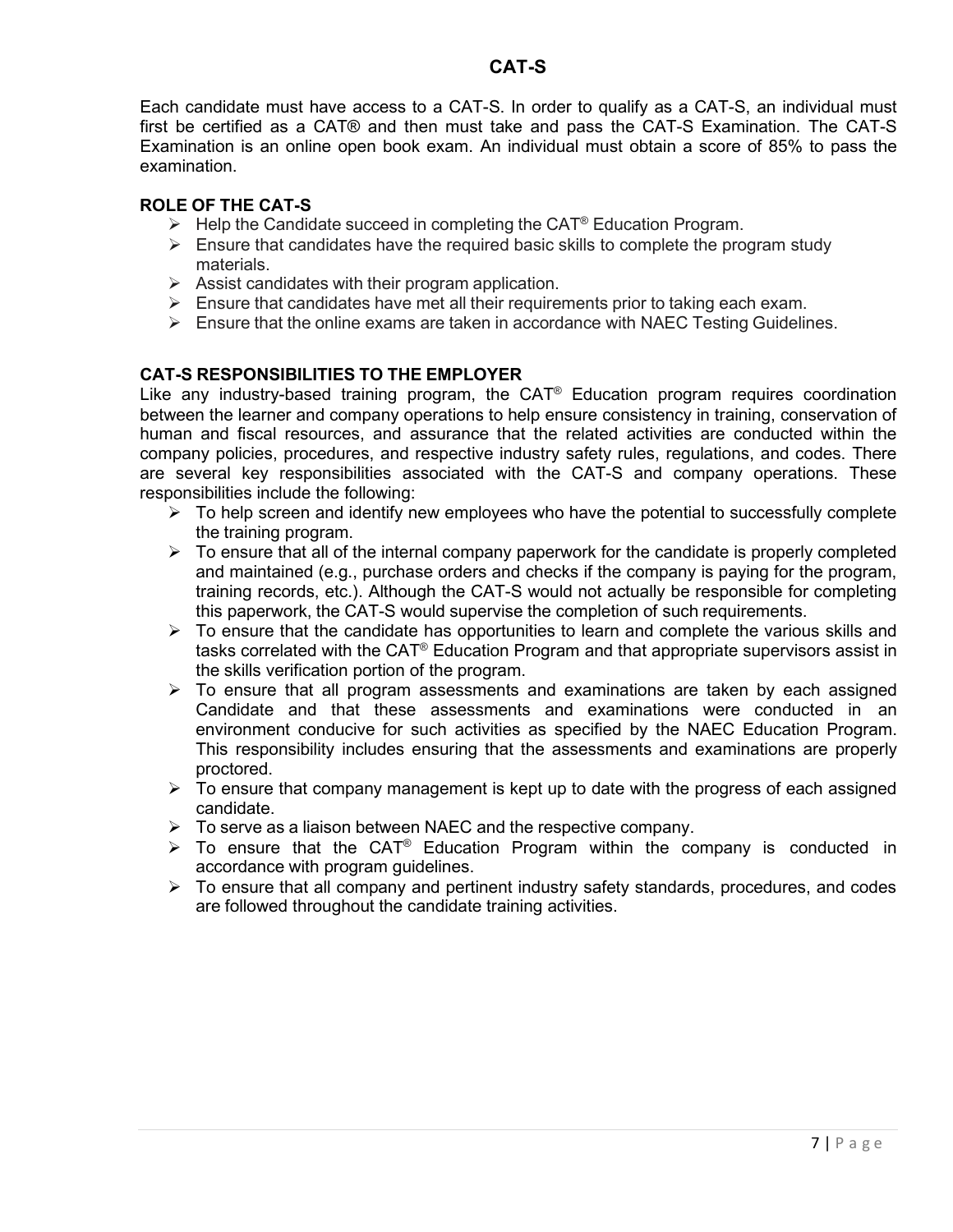# CAT-S

Each candidate must have access to a CAT-S. In order to qualify as a CAT-S, an individual must first be certified as a CAT® and then must take and pass the CAT-S Examination. The CAT-S Examination is an online open book exam. An individual must obtain a score of 85% to pass the examination.

## ROLE OF THE CAT-S

- Help the Candidate succeed in completing the CAT® Education Program.
- Ensure that candidates have the required basic skills to complete the program study materials.
- Assist candidates with their program application.
- Ensure that candidates have met all their requirements prior to taking each exam.
- Ensure that the online exams are taken in accordance with NAEC Testing Guidelines.

## CAT-S RESPONSIBILITIES TO THE EMPLOYER

Like any industry-based training program, the CAT® Education program requires coordination between the learner and company operations to help ensure consistency in training, conservation of human and fiscal resources, and assurance that the related activities are conducted within the company policies, procedures, and respective industry safety rules, regulations, and codes. There are several key responsibilities associated with the CAT-S and company operations. These responsibilities include the following:

- To help screen and identify new employees who have the potential to successfully complete the training program.
- To ensure that all of the internal company paperwork for the candidate is properly completed and maintained (e.g., purchase orders and checks if the company is paying for the program, training records, etc.). Although the CAT-S would not actually be responsible for completing this paperwork, the CAT-S would supervise the completion of such requirements.
- To ensure that the candidate has opportunities to learn and complete the various skills and tasks correlated with the CAT® Education Program and that appropriate supervisors assist in the skills verification portion of the program.
- To ensure that all program assessments and examinations are taken by each assigned Candidate and that these assessments and examinations were conducted in an environment conducive for such activities as specified by the NAEC Education Program. This responsibility includes ensuring that the assessments and examinations are properly proctored.
- To ensure that company management is kept up to date with the progress of each assigned candidate.
- To serve as a liaison between NAEC and the respective company.
- To ensure that the CAT® Education Program within the company is conducted in accordance with program guidelines.
- To ensure that all company and pertinent industry safety standards, procedures, and codes are followed throughout the candidate training activities.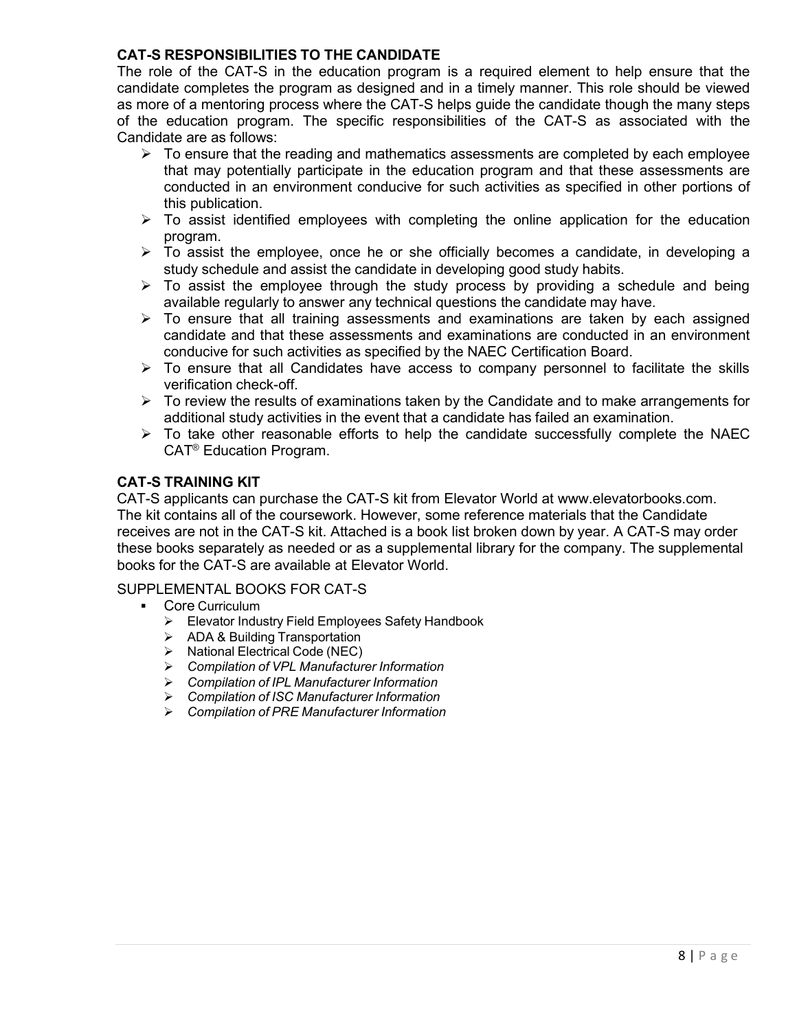**CAT-S RESPONSIBILITIES TO THE CANDIDATE**

The role of the CAT-S in the education program is a required element to help ensure that the candidate completes the program as designed and in a timely manner. This role should be viewed as more of a mentoring process where the CAT-S helps guide the candidate though the many steps of the education program. The specific responsibilities of the CAT-S as associated with the Candidate are as follows:

- To ensure that the reading and mathematics assessments are completed by each employee that may potentially participate in the education program and that these assessments are conducted in an environment conducive for such activities as specified in other portions of this publication.
- To assist identified employees with completing the online application for the education program.
- To assist the employee, once he or she officially becomes a candidate, in developing a study schedule and assist the candidate in developing good study habits.
- To assist the employee through the study process by providing a schedule and being available regularly to answer any technical questions the candidate may have.
- To ensure that all training assessments and examinations are taken by each assigned candidate and that these assessments and examinations are conducted in an environment conducive for such activities as specified by the NAEC Certification Board.
- To ensure that all Candidates have access to company personnel to facilitate the skills verification check-off.
- To review the results of examinations taken by the Candidate and to make arrangements for additional study activities in the event that a candidate has failed an examination.
- To take other reasonable efforts to help the candidate successfully complete the NAEC CAT® Education Program.

**CAT-S TRAINING KIT**

CAT-S applicants can purchase the CAT-S kit from Elevator World at www.elevatorbooks.com. The kit contains all of the coursework. However, some reference materials that the Candidate receives are not in the CAT-S kit. Attached is a book list broken down by year. A CAT-S may order these books separately as needed or as a supplemental library for the company. The supplemental books for the CAT-S are available at Elevator World.

SUPPLEMENTAL BOOKS FOR CAT-S

- Core Curriculum
  - Elevator Industry Field Employees Safety Handbook
  - ADA & Building Transportation
  - National Electrical Code (NEC)
  - *Compilation of VPL Manufacturer Information*
  - *Compilation of IPL Manufacturer Information*
  - *Compilation of ISC Manufacturer Information*
  - *Compilation of PRE Manufacturer Information*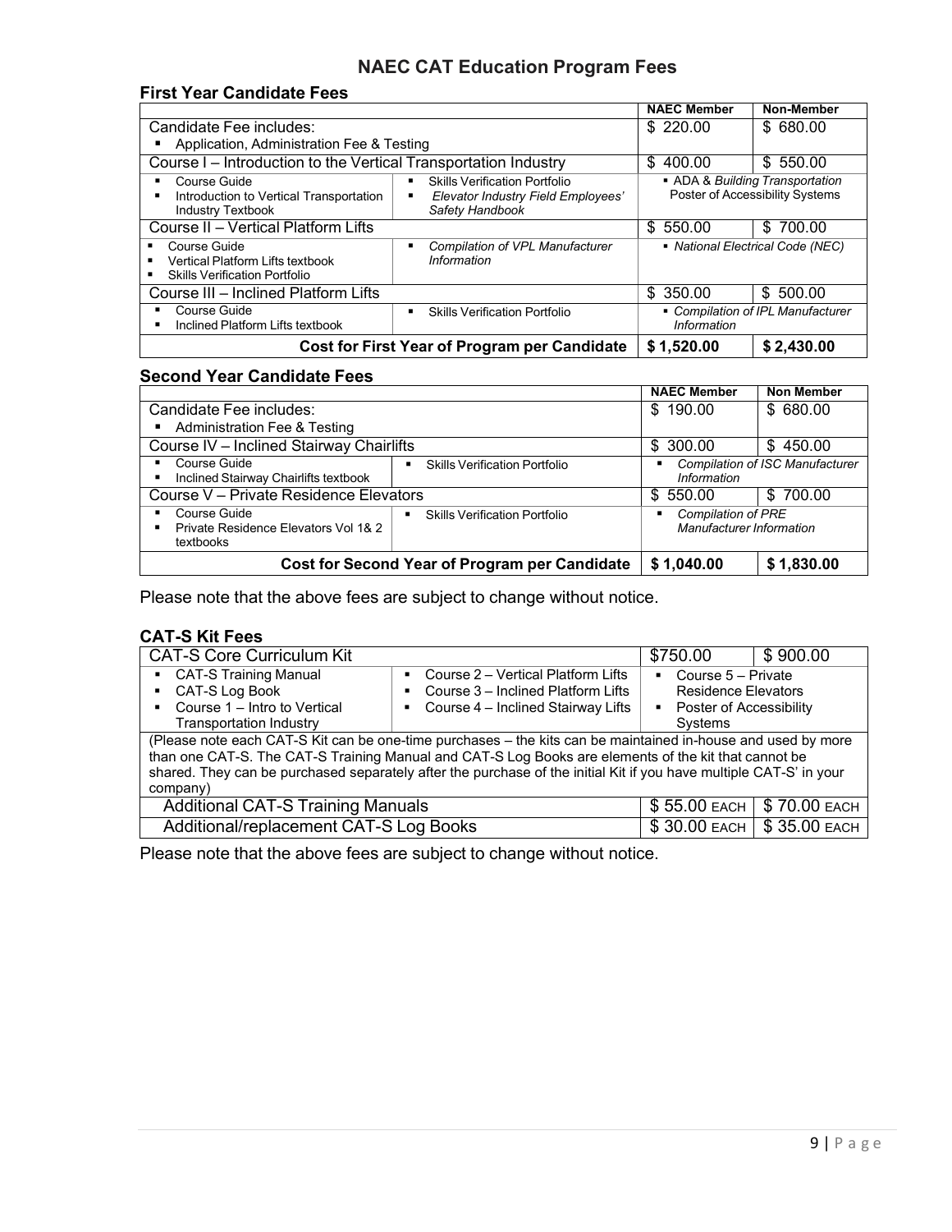# NAEC CAT Education Program Fees

## First Year Candidate Fees

| | | NAEC Member | Non-Member |
|---|---|---|---|
| Candidate Fee includes:<br>▪ Application, Administration Fee & Testing | | \$ 220.00 | \$ 680.00 |
| Course I – Introduction to the Vertical Transportation Industry | | \$ 400.00 | \$ 550.00 |
| ▪ Course Guide<br>▪ Introduction to Vertical Transportation Industry Textbook | ▪ Skills Verification Portfolio<br>▪ *Elevator Industry Field Employees' Safety Handbook* | ▪ ADA & *Building Transportation* Poster of Accessibility Systems | |
| Course II – Vertical Platform Lifts | | \$ 550.00 | \$ 700.00 |
| ▪ Course Guide<br>▪ Vertical Platform Lifts textbook<br>▪ Skills Verification Portfolio | ▪ *Compilation of VPL Manufacturer Information* | ▪ *National Electrical Code (NEC)* | |
| Course III – Inclined Platform Lifts | | \$ 350.00 | \$ 500.00 |
| ▪ Course Guide<br>▪ Inclined Platform Lifts textbook | ▪ Skills Verification Portfolio | ▪ *Compilation of IPL Manufacturer Information* | |
| | **Cost for First Year of Program per Candidate** | **\$ 1,520.00** | **\$ 2,430.00** |

## Second Year Candidate Fees

| | | NAEC Member | Non Member |
|---|---|---|---|
| Candidate Fee includes:<br>▪ Administration Fee & Testing | | \$ 190.00 | \$ 680.00 |
| Course IV – Inclined Stairway Chairlifts | | \$ 300.00 | \$ 450.00 |
| ▪ Course Guide<br>▪ Inclined Stairway Chairlifts textbook | ▪ Skills Verification Portfolio | ▪ *Compilation of ISC Manufacturer Information* | |
| Course V – Private Residence Elevators | | \$ 550.00 | \$ 700.00 |
| ▪ Course Guide<br>▪ Private Residence Elevators Vol 1& 2 textbooks | ▪ Skills Verification Portfolio | ▪ *Compilation of PRE Manufacturer Information* | |
| | **Cost for Second Year of Program per Candidate** | **\$ 1,040.00** | **\$ 1,830.00** |

Please note that the above fees are subject to change without notice.

## CAT-S Kit Fees

| | | | |
|---|---|---|---|
| CAT-S Core Curriculum Kit | | \$750.00 | \$ 900.00 |
| ▪ CAT-S Training Manual<br>▪ CAT-S Log Book<br>▪ Course 1 – Intro to Vertical Transportation Industry | ▪ Course 2 – Vertical Platform Lifts<br>▪ Course 3 – Inclined Platform Lifts<br>▪ Course 4 – Inclined Stairway Lifts | ▪ Course 5 – Private Residence Elevators<br>▪ Poster of Accessibility Systems | |
| (Please note each CAT-S Kit can be one-time purchases – the kits can be maintained in-house and used by more than one CAT-S. The CAT-S Training Manual and CAT-S Log Books are elements of the kit that cannot be shared. They can be purchased separately after the purchase of the initial Kit if you have multiple CAT-S' in your company) | | | |
| Additional CAT-S Training Manuals | | \$ 55.00 EACH | \$ 70.00 EACH |
| Additional/replacement CAT-S Log Books | | \$ 30.00 EACH | \$ 35.00 EACH |

Please note that the above fees are subject to change without notice.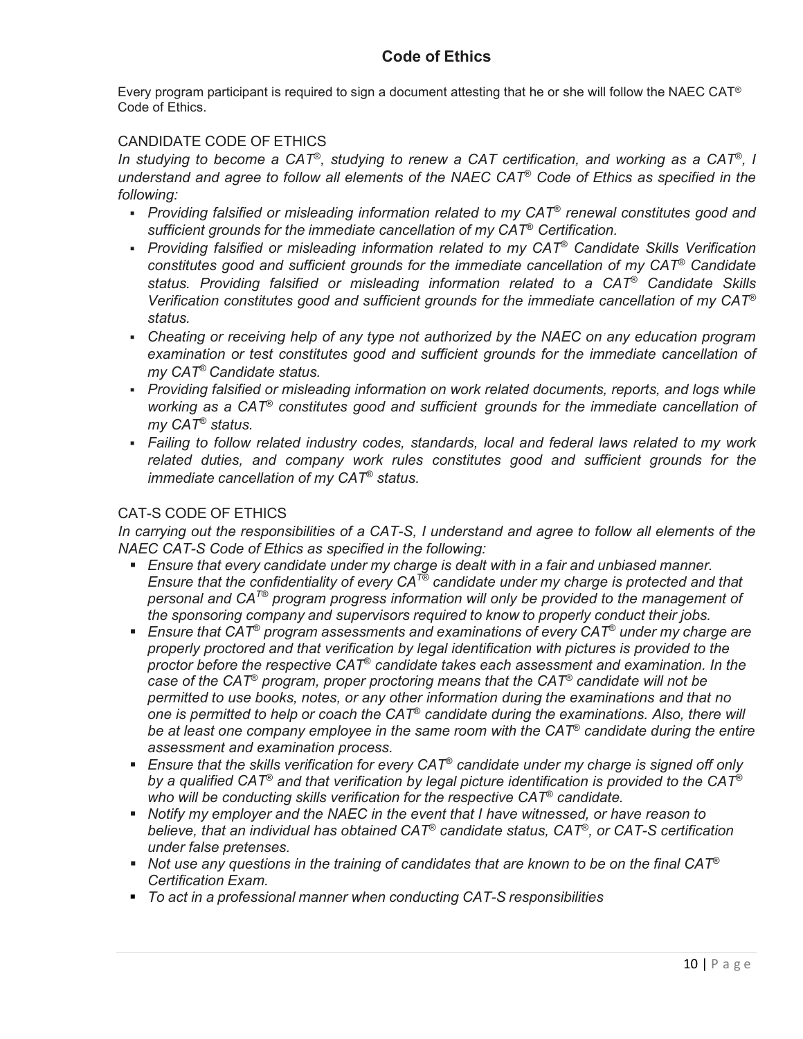## Code of Ethics

Every program participant is required to sign a document attesting that he or she will follow the NAEC CAT® Code of Ethics.

### CANDIDATE CODE OF ETHICS

*In studying to become a CAT®, studying to renew a CAT certification, and working as a CAT®, I understand and agree to follow all elements of the NAEC CAT® Code of Ethics as specified in the following:*

- *Providing falsified or misleading information related to my CAT® renewal constitutes good and sufficient grounds for the immediate cancellation of my CAT® Certification.*
- *Providing falsified or misleading information related to my CAT® Candidate Skills Verification constitutes good and sufficient grounds for the immediate cancellation of my CAT® Candidate status. Providing falsified or misleading information related to a CAT® Candidate Skills Verification constitutes good and sufficient grounds for the immediate cancellation of my CAT® status.*
- *Cheating or receiving help of any type not authorized by the NAEC on any education program examination or test constitutes good and sufficient grounds for the immediate cancellation of my CAT® Candidate status.*
- *Providing falsified or misleading information on work related documents, reports, and logs while working as a CAT® constitutes good and sufficient grounds for the immediate cancellation of my CAT® status.*
- *Failing to follow related industry codes, standards, local and federal laws related to my work related duties, and company work rules constitutes good and sufficient grounds for the immediate cancellation of my CAT® status.*

### CAT-S CODE OF ETHICS

*In carrying out the responsibilities of a CAT-S, I understand and agree to follow all elements of the NAEC CAT-S Code of Ethics as specified in the following:*

- *Ensure that every candidate under my charge is dealt with in a fair and unbiased manner. Ensure that the confidentiality of every CAT® candidate under my charge is protected and that personal and CAT® program progress information will only be provided to the management of the sponsoring company and supervisors required to know to properly conduct their jobs.*
- *Ensure that CAT® program assessments and examinations of every CAT® under my charge are properly proctored and that verification by legal identification with pictures is provided to the proctor before the respective CAT® candidate takes each assessment and examination. In the case of the CAT® program, proper proctoring means that the CAT® candidate will not be permitted to use books, notes, or any other information during the examinations and that no one is permitted to help or coach the CAT® candidate during the examinations. Also, there will be at least one company employee in the same room with the CAT® candidate during the entire assessment and examination process.*
- *Ensure that the skills verification for every CAT® candidate under my charge is signed off only by a qualified CAT® and that verification by legal picture identification is provided to the CAT® who will be conducting skills verification for the respective CAT® candidate.*
- *Notify my employer and the NAEC in the event that I have witnessed, or have reason to believe, that an individual has obtained CAT® candidate status, CAT®, or CAT-S certification under false pretenses.*
- *Not use any questions in the training of candidates that are known to be on the final CAT® Certification Exam.*
- *To act in a professional manner when conducting CAT-S responsibilities*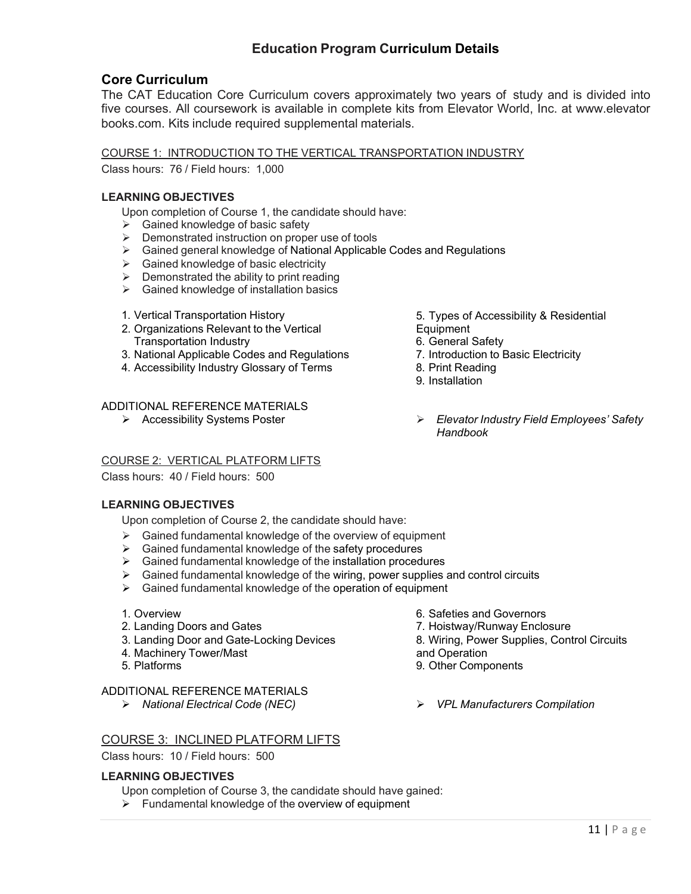## Education Program Curriculum Details

### Core Curriculum

The CAT Education Core Curriculum covers approximately two years of study and is divided into five courses. All coursework is available in complete kits from Elevator World, Inc. at www.elevator books.com. Kits include required supplemental materials.

COURSE 1: INTRODUCTION TO THE VERTICAL TRANSPORTATION INDUSTRY

Class hours: 76 / Field hours: 1,000

**LEARNING OBJECTIVES**

Upon completion of Course 1, the candidate should have:

- Gained knowledge of basic safety
- Demonstrated instruction on proper use of tools
- Gained general knowledge of National Applicable Codes and Regulations
- Gained knowledge of basic electricity
- Demonstrated the ability to print reading
- Gained knowledge of installation basics

1. Vertical Transportation History
2. Organizations Relevant to the Vertical Transportation Industry
3. National Applicable Codes and Regulations
4. Accessibility Industry Glossary of Terms
5. Types of Accessibility & Residential Equipment
6. General Safety
7. Introduction to Basic Electricity
8. Print Reading
9. Installation

ADDITIONAL REFERENCE MATERIALS

- Accessibility Systems Poster
- *Elevator Industry Field Employees' Safety Handbook*

COURSE 2: VERTICAL PLATFORM LIFTS

Class hours: 40 / Field hours: 500

**LEARNING OBJECTIVES**

Upon completion of Course 2, the candidate should have:

- Gained fundamental knowledge of the overview of equipment
- Gained fundamental knowledge of the safety procedures
- Gained fundamental knowledge of the installation procedures
- Gained fundamental knowledge of the wiring, power supplies and control circuits
- Gained fundamental knowledge of the operation of equipment

1. Overview
2. Landing Doors and Gates
3. Landing Door and Gate-Locking Devices
4. Machinery Tower/Mast
5. Platforms
6. Safeties and Governors
7. Hoistway/Runway Enclosure
8. Wiring, Power Supplies, Control Circuits and Operation
9. Other Components

ADDITIONAL REFERENCE MATERIALS

- *National Electrical Code (NEC)*
- *VPL Manufacturers Compilation*

COURSE 3: INCLINED PLATFORM LIFTS

Class hours: 10 / Field hours: 500

**LEARNING OBJECTIVES**

Upon completion of Course 3, the candidate should have gained:

- Fundamental knowledge of the overview of equipment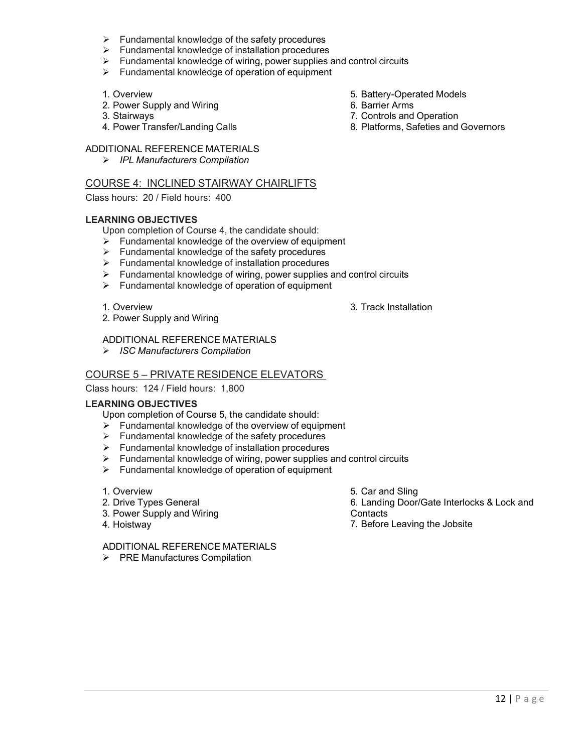- Fundamental knowledge of the safety procedures
- Fundamental knowledge of installation procedures
- Fundamental knowledge of wiring, power supplies and control circuits
- Fundamental knowledge of operation of equipment

1. Overview
2. Power Supply and Wiring
3. Stairways
4. Power Transfer/Landing Calls
5. Battery-Operated Models
6. Barrier Arms
7. Controls and Operation
8. Platforms, Safeties and Governors

ADDITIONAL REFERENCE MATERIALS

- *IPL Manufacturers Compilation*

## COURSE 4: INCLINED STAIRWAY CHAIRLIFTS

Class hours: 20 / Field hours: 400

**LEARNING OBJECTIVES**

Upon completion of Course 4, the candidate should:

- Fundamental knowledge of the overview of equipment
- Fundamental knowledge of the safety procedures
- Fundamental knowledge of installation procedures
- Fundamental knowledge of wiring, power supplies and control circuits
- Fundamental knowledge of operation of equipment

1. Overview
2. Power Supply and Wiring
3. Track Installation

ADDITIONAL REFERENCE MATERIALS

- *ISC Manufacturers Compilation*

## COURSE 5 – PRIVATE RESIDENCE ELEVATORS

Class hours: 124 / Field hours: 1,800

**LEARNING OBJECTIVES**

Upon completion of Course 5, the candidate should:

- Fundamental knowledge of the overview of equipment
- Fundamental knowledge of the safety procedures
- Fundamental knowledge of installation procedures
- Fundamental knowledge of wiring, power supplies and control circuits
- Fundamental knowledge of operation of equipment

1. Overview
2. Drive Types General
3. Power Supply and Wiring
4. Hoistway
5. Car and Sling
6. Landing Door/Gate Interlocks & Lock and Contacts
7. Before Leaving the Jobsite

ADDITIONAL REFERENCE MATERIALS

- PRE Manufactures Compilation